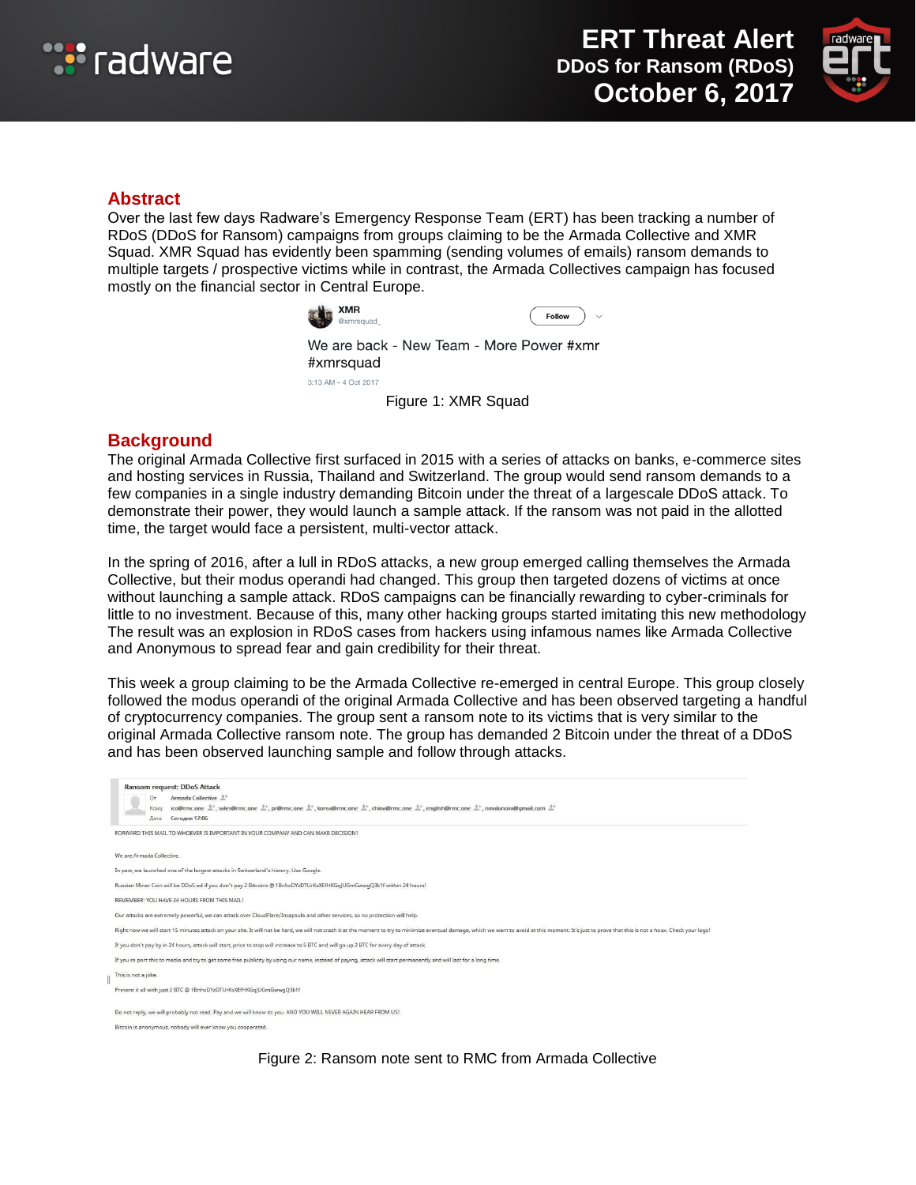# ERT Threat Alert
## DDoS for Ransom (RDoS)
## October 6, 2017

## Abstract

Over the last few days Radware's Emergency Response Team (ERT) has been tracking a number of RDoS (DDoS for Ransom) campaigns from groups claiming to be the Armada Collective and XMR Squad. XMR Squad has evidently been spamming (sending volumes of emails) ransom demands to multiple targets / prospective victims while in contrast, the Armada Collectives campaign has focused mostly on the financial sector in Central Europe.

XMR
@xmrsquad_

We are back - New Team - More Power #xmr #xmrsquad

3:13 AM - 4 Oct 2017

Figure 1: XMR Squad

## Background

The original Armada Collective first surfaced in 2015 with a series of attacks on banks, e-commerce sites and hosting services in Russia, Thailand and Switzerland. The group would send ransom demands to a few companies in a single industry demanding Bitcoin under the threat of a largescale DDoS attack. To demonstrate their power, they would launch a sample attack. If the ransom was not paid in the allotted time, the target would face a persistent, multi-vector attack.

In the spring of 2016, after a lull in RDoS attacks, a new group emerged calling themselves the Armada Collective, but their modus operandi had changed. This group then targeted dozens of victims at once without launching a sample attack. RDoS campaigns can be financially rewarding to cyber-criminals for little to no investment. Because of this, many other hacking groups started imitating this new methodology The result was an explosion in RDoS cases from hackers using infamous names like Armada Collective and Anonymous to spread fear and gain credibility for their threat.

This week a group claiming to be the Armada Collective re-emerged in central Europe. This group closely followed the modus operandi of the original Armada Collective and has been observed targeting a handful of cryptocurrency companies. The group sent a ransom note to its victims that is very similar to the original Armada Collective ransom note. The group has demanded 2 Bitcoin under the threat of a DDoS and has been observed launching sample and follow through attacks.

Ransom request: DDoS Attack
От: Armada Collective
Кому: ico@rmc.one, sales@rmc.one, pr@rmc.one, korea@rmc.one, china@rmc.one, english@rmc.one, nmalunova@gmail.com
Дата: Сегодня 17:06

FORWARD THIS MAIL TO WHOEVER IS IMPORTANT IN YOUR COMPANY AND CAN MAKE DECISION!

We are Armada Collective.

In past, we launched one of the largest attacks in Switzerland's history. Use Google.

Russian Miner Coin will be DDoS-ed if you don't pay 2 Bitcoins @ 1BnhxDYzDTUrKsXEfHKGqJUGmGwwgQ3k1f within 24 hours!

REMEMBER: YOU HAVE 24 HOURS FROM THIS MAIL!

Our attacks are extremely powerful, we can attack over CloudFlare/Incapsula and other services, so no protection will help.

Right now we will start 15 minutes attack on your site. It will not be hard, we will not crash it at the moment to try to minimize eventual damage, which we want to avoid at this moment. It's just to prove that this is not a hoax. Check your logs!

If you don't pay by in 24 hours, attack will start, price to stop will increase to 5 BTC and will go up 2 BTC for every day of attack.

If you report this to media and try to get some free publicity by using our name, instead of paying, attack will start permanently and will last for a long time.

This is not a joke.

Prevent it all with just 2 BTC @ 1BnhxDYzDTUrKsXEfHKGqJUGmGwwgQ3k1f

Do not reply, we will probably not read. Pay and we will know its you. AND YOU WILL NEVER AGAIN HEAR FROM US!

Bitcoin is anonymous, nobody will ever know you cooperated.

Figure 2: Ransom note sent to RMC from Armada Collective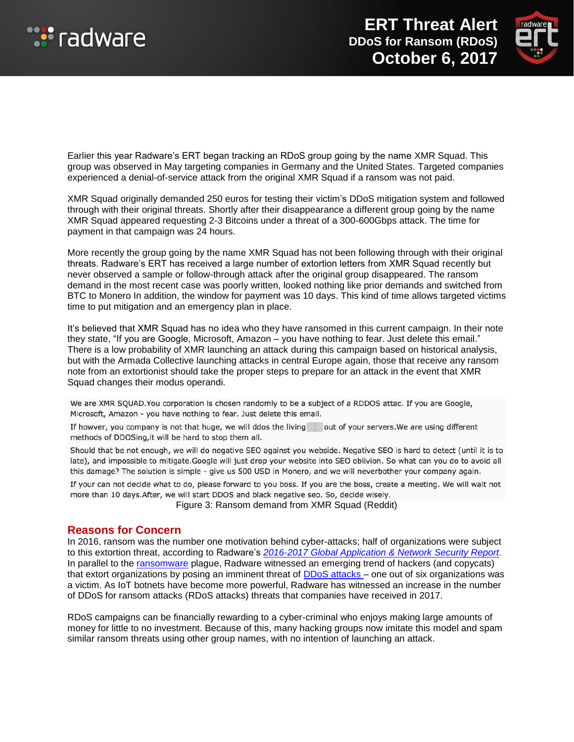Earlier this year Radware's ERT began tracking an RDoS group going by the name XMR Squad. This group was observed in May targeting companies in Germany and the United States. Targeted companies experienced a denial-of-service attack from the original XMR Squad if a ransom was not paid.

XMR Squad originally demanded 250 euros for testing their victim's DDoS mitigation system and followed through with their original threats. Shortly after their disappearance a different group going by the name XMR Squad appeared requesting 2-3 Bitcoins under a threat of a 300-600Gbps attack. The time for payment in that campaign was 24 hours.

More recently the group going by the name XMR Squad has not been following through with their original threats. Radware's ERT has received a large number of extortion letters from XMR Squad recently but never observed a sample or follow-through attack after the original group disappeared. The ransom demand in the most recent case was poorly written, looked nothing like prior demands and switched from BTC to Monero In addition, the window for payment was 10 days. This kind of time allows targeted victims time to put mitigation and an emergency plan in place.

It's believed that XMR Squad has no idea who they have ransomed in this current campaign. In their note they state, "If you are Google, Microsoft, Amazon – you have nothing to fear. Just delete this email." There is a low probability of XMR launching an attack during this campaign based on historical analysis, but with the Armada Collective launching attacks in central Europe again, those that receive any ransom note from an extortionist should take the proper steps to prepare for an attack in the event that XMR Squad changes their modus operandi.

> We are XMR SQUAD.You corporation is chosen randomly to be a subject of a RDDOS attac. If you are Google, Microsoft, Amazon - you have nothing to fear. Just delete this email.
>
> If howver, you company is not that huge, we will ddos the living ▒▒ out of your servers.We are using different methods of DDOSing,it will be hard to stop them all.
>
> Should that be not enough, we will do negative SEO against you webside. Negative SEO is hard to detect (until it is to late), and impossible to mitigate.Google will just drop your website into SEO oblivion. So what can you do to avoid all this damage? The solution is simple - give us 500 USD in Monero, and we will neverbother your company again.
>
> If your can not decide what to do, please forward to you boss. If you are the boss, create a meeting. We will wait not more than 10 days.After, we will start DDOS and black negative seo. So, decide wisely.

Figure 3: Ransom demand from XMR Squad (Reddit)

## Reasons for Concern

In 2016, ransom was the number one motivation behind cyber-attacks; half of organizations were subject to this extortion threat, according to Radware's *2016-2017 Global Application & Network Security Report*. In parallel to the ransomware plague, Radware witnessed an emerging trend of hackers (and copycats) that extort organizations by posing an imminent threat of DDoS attacks – one out of six organizations was a victim. As IoT botnets have become more powerful, Radware has witnessed an increase in the number of DDoS for ransom attacks (RDoS attacks) threats that companies have received in 2017.

RDoS campaigns can be financially rewarding to a cyber-criminal who enjoys making large amounts of money for little to no investment. Because of this, many hacking groups now imitate this model and spam similar ransom threats using other group names, with no intention of launching an attack.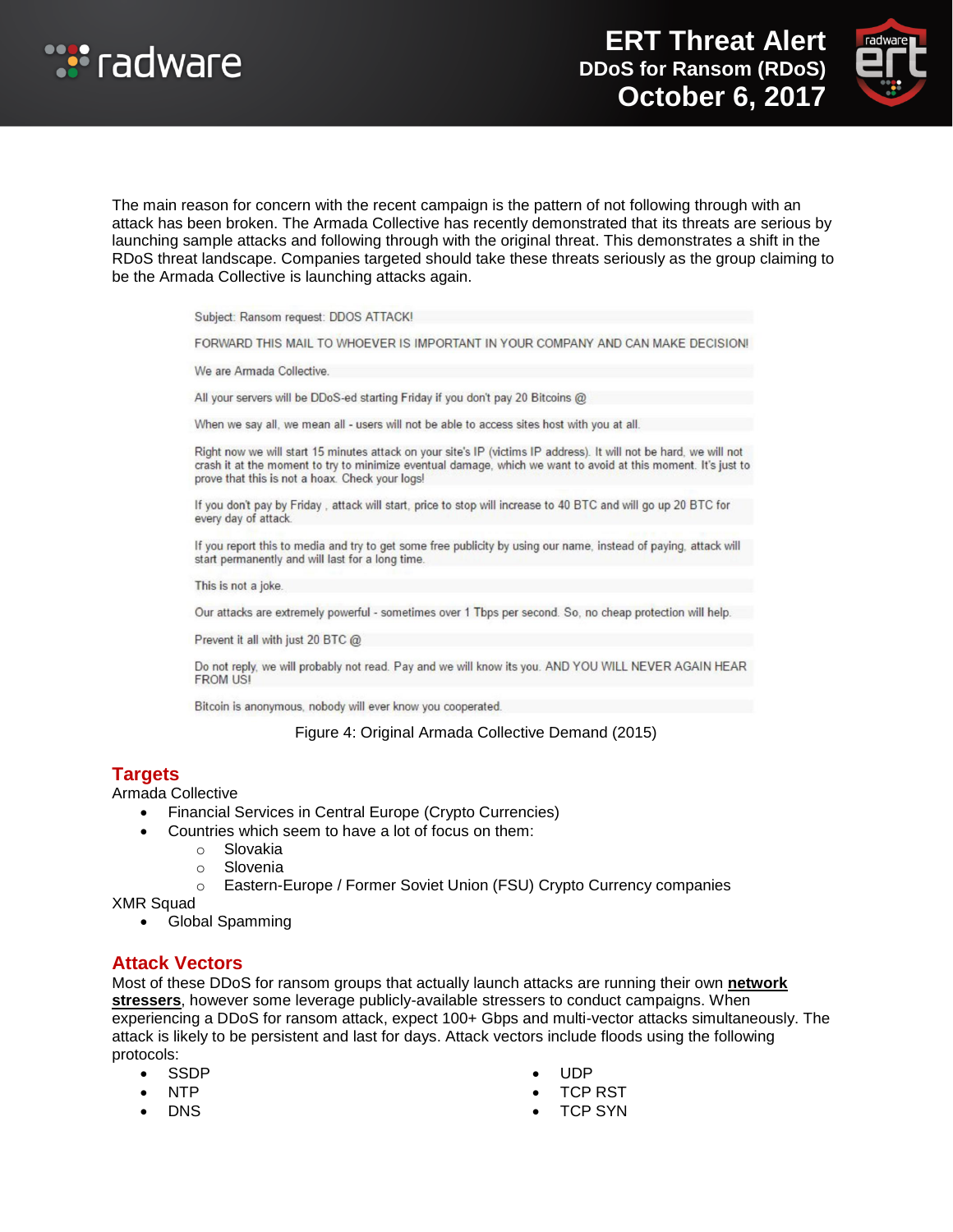The main reason for concern with the recent campaign is the pattern of not following through with an attack has been broken. The Armada Collective has recently demonstrated that its threats are serious by launching sample attacks and following through with the original threat. This demonstrates a shift in the RDoS threat landscape. Companies targeted should take these threats seriously as the group claiming to be the Armada Collective is launching attacks again.

> Subject: Ransom request: DDOS ATTACK!
>
> FORWARD THIS MAIL TO WHOEVER IS IMPORTANT IN YOUR COMPANY AND CAN MAKE DECISION!
>
> We are Armada Collective.
>
> All your servers will be DDoS-ed starting Friday if you don't pay 20 Bitcoins @
>
> When we say all, we mean all - users will not be able to access sites host with you at all.
>
> Right now we will start 15 minutes attack on your site's IP (victims IP address). It will not be hard, we will not crash it at the moment to try to minimize eventual damage, which we want to avoid at this moment. It's just to prove that this is not a hoax. Check your logs!
>
> If you don't pay by Friday , attack will start, price to stop will increase to 40 BTC and will go up 20 BTC for every day of attack.
>
> If you report this to media and try to get some free publicity by using our name, instead of paying, attack will start permanently and will last for a long time.
>
> This is not a joke.
>
> Our attacks are extremely powerful - sometimes over 1 Tbps per second. So, no cheap protection will help.
>
> Prevent it all with just 20 BTC @
>
> Do not reply, we will probably not read. Pay and we will know its you. AND YOU WILL NEVER AGAIN HEAR FROM US!
>
> Bitcoin is anonymous, nobody will ever know you cooperated.

Figure 4: Original Armada Collective Demand (2015)

## Targets

Armada Collective

- Financial Services in Central Europe (Crypto Currencies)
- Countries which seem to have a lot of focus on them:
  - Slovakia
  - Slovenia
  - Eastern-Europe / Former Soviet Union (FSU) Crypto Currency companies

XMR Squad

- Global Spamming

## Attack Vectors

Most of these DDoS for ransom groups that actually launch attacks are running their own **network stressers**, however some leverage publicly-available stressers to conduct campaigns. When experiencing a DDoS for ransom attack, expect 100+ Gbps and multi-vector attacks simultaneously. The attack is likely to be persistent and last for days. Attack vectors include floods using the following protocols:

- SSDP
- NTP
- DNS
- UDP
- TCP RST
- TCP SYN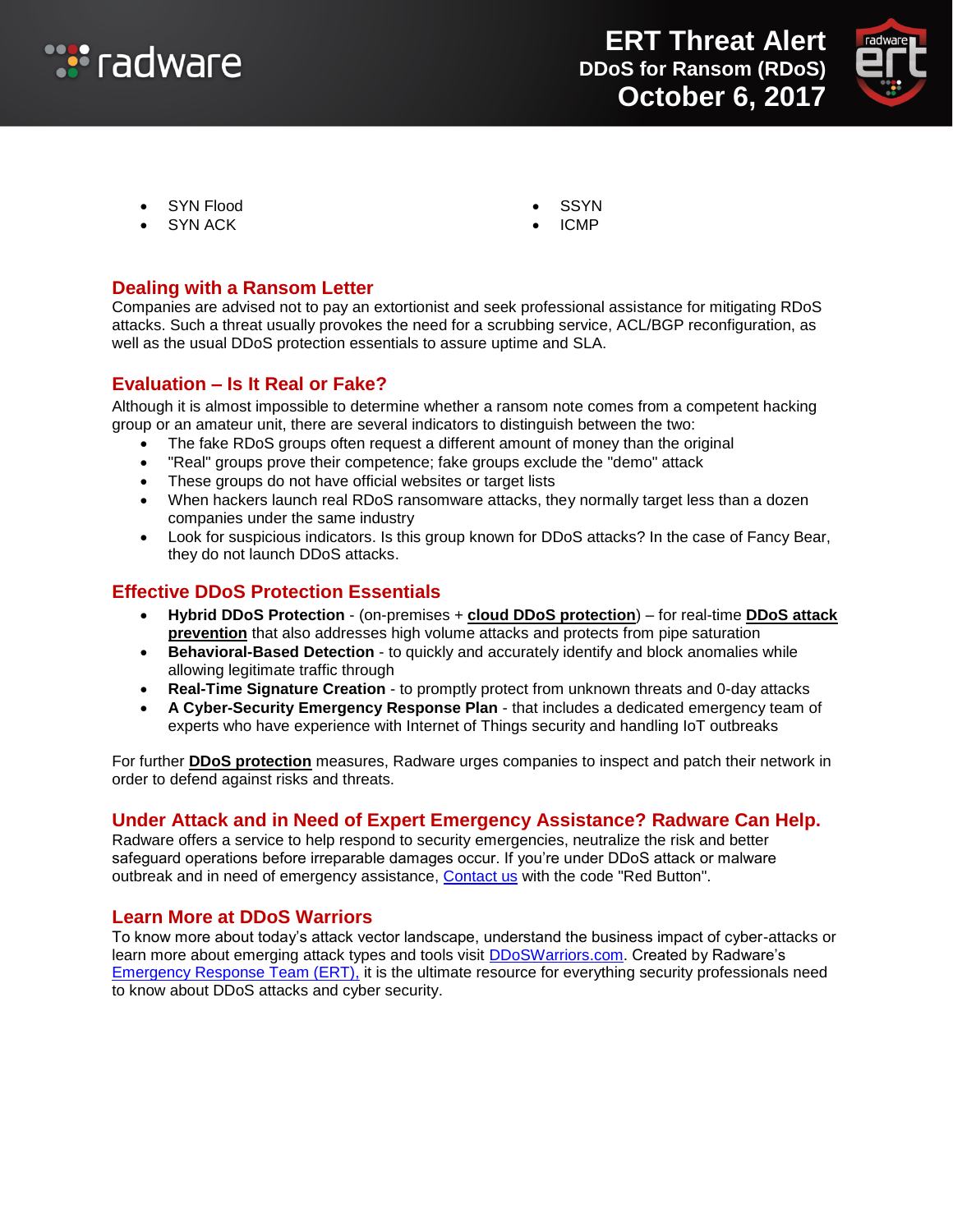- SYN Flood
- SYN ACK
- SSYN
- ICMP

## Dealing with a Ransom Letter

Companies are advised not to pay an extortionist and seek professional assistance for mitigating RDoS attacks. Such a threat usually provokes the need for a scrubbing service, ACL/BGP reconfiguration, as well as the usual DDoS protection essentials to assure uptime and SLA.

## Evaluation – Is It Real or Fake?

Although it is almost impossible to determine whether a ransom note comes from a competent hacking group or an amateur unit, there are several indicators to distinguish between the two:

- The fake RDoS groups often request a different amount of money than the original
- "Real" groups prove their competence; fake groups exclude the "demo" attack
- These groups do not have official websites or target lists
- When hackers launch real RDoS ransomware attacks, they normally target less than a dozen companies under the same industry
- Look for suspicious indicators. Is this group known for DDoS attacks? In the case of Fancy Bear, they do not launch DDoS attacks.

## Effective DDoS Protection Essentials

- **Hybrid DDoS Protection** - (on-premises + **cloud DDoS protection**) – for real-time **DDoS attack prevention** that also addresses high volume attacks and protects from pipe saturation
- **Behavioral-Based Detection** - to quickly and accurately identify and block anomalies while allowing legitimate traffic through
- **Real-Time Signature Creation** - to promptly protect from unknown threats and 0-day attacks
- **A Cyber-Security Emergency Response Plan** - that includes a dedicated emergency team of experts who have experience with Internet of Things security and handling IoT outbreaks

For further **DDoS protection** measures, Radware urges companies to inspect and patch their network in order to defend against risks and threats.

## Under Attack and in Need of Expert Emergency Assistance? Radware Can Help.

Radware offers a service to help respond to security emergencies, neutralize the risk and better safeguard operations before irreparable damages occur. If you're under DDoS attack or malware outbreak and in need of emergency assistance, Contact us with the code "Red Button".

## Learn More at DDoS Warriors

To know more about today's attack vector landscape, understand the business impact of cyber-attacks or learn more about emerging attack types and tools visit DDoSWarriors.com. Created by Radware's Emergency Response Team (ERT), it is the ultimate resource for everything security professionals need to know about DDoS attacks and cyber security.